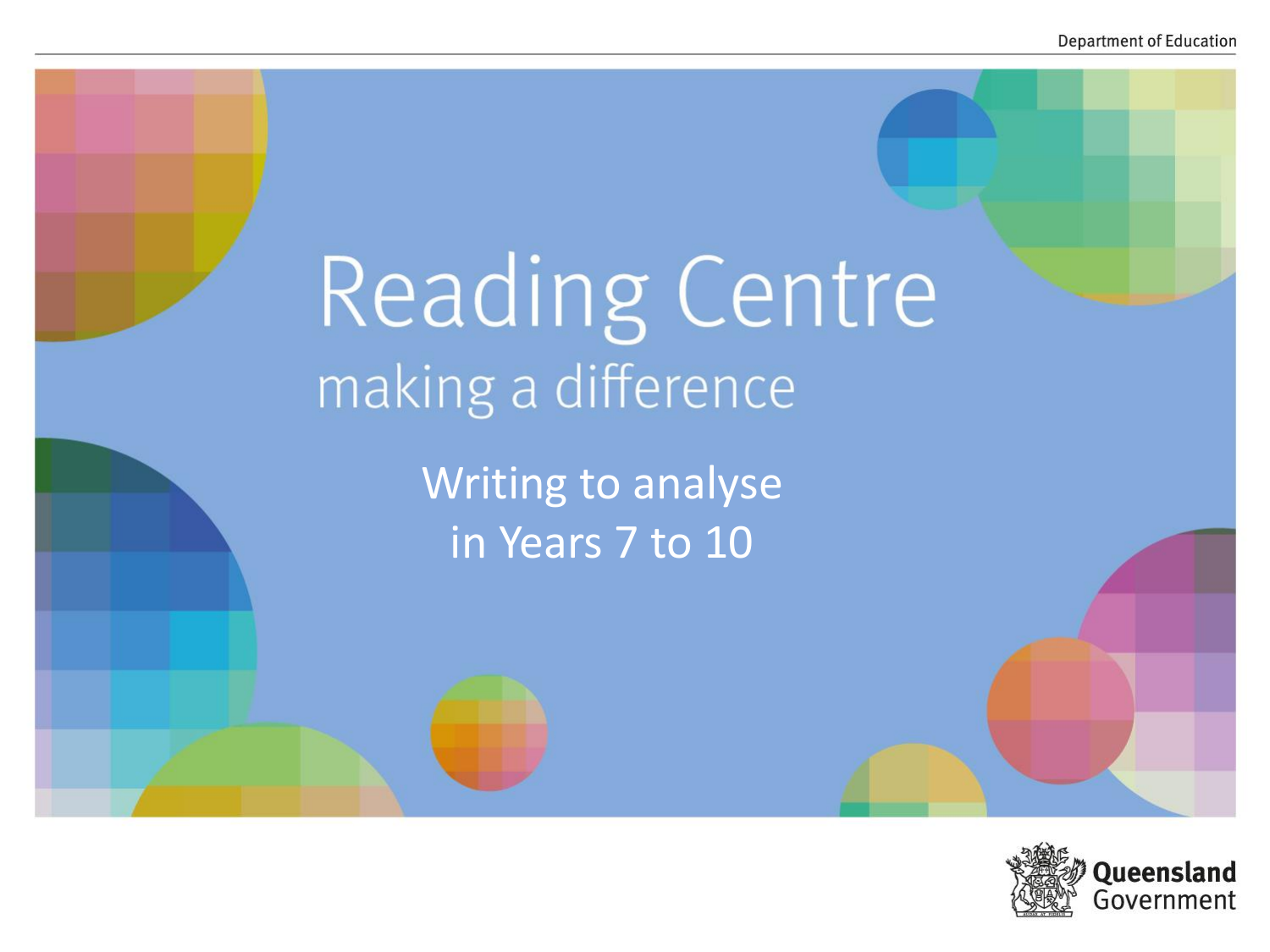Department of Education

# Reading Centre

## making a difference

Writing to analyse
in Years 7 to 10

Queensland Government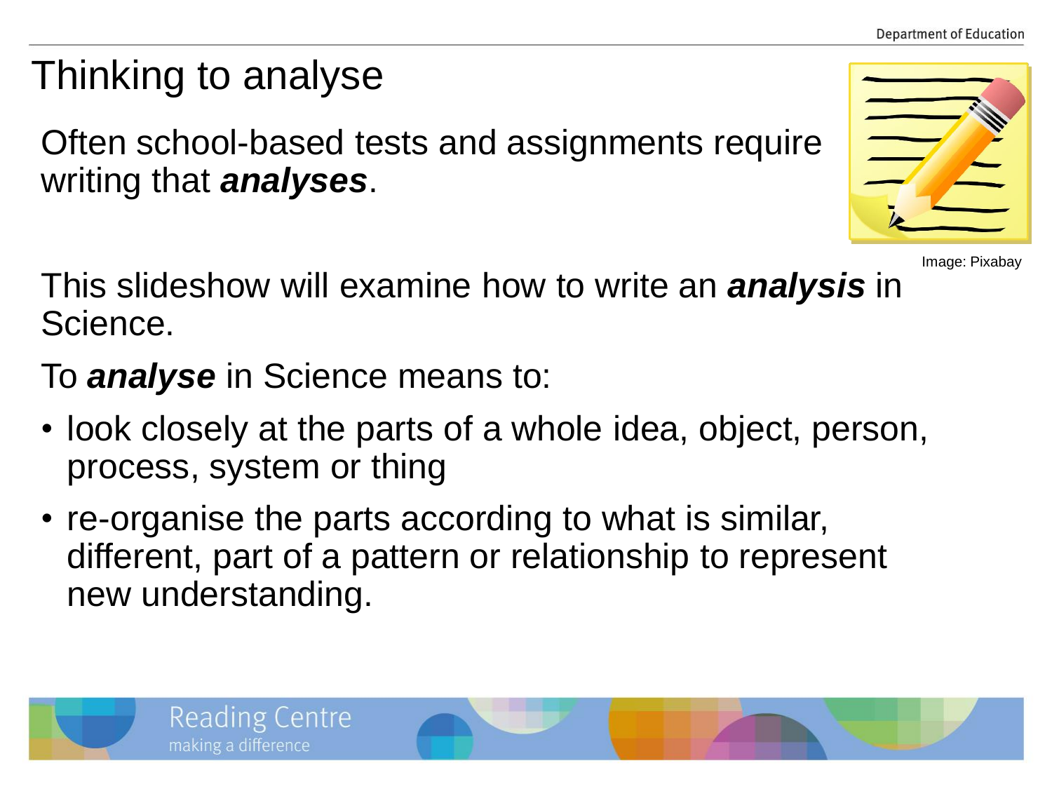# Thinking to analyse

Often school-based tests and assignments require writing that ***analyses***.

Image: Pixabay

This slideshow will examine how to write an ***analysis*** in Science.

To ***analyse*** in Science means to:

- look closely at the parts of a whole idea, object, person, process, system or thing
- re-organise the parts according to what is similar, different, part of a pattern or relationship to represent new understanding.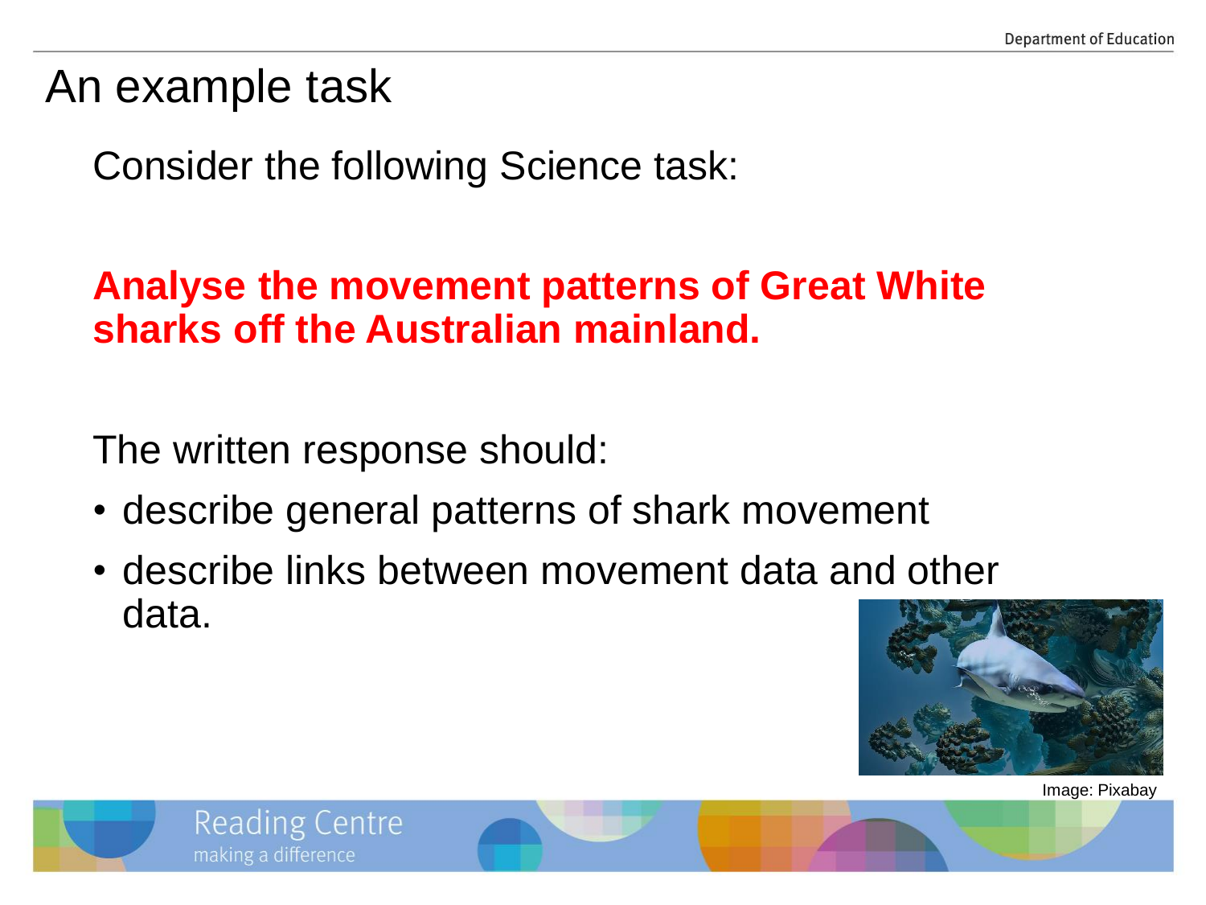# An example task

Consider the following Science task:

**Analyse the movement patterns of Great White sharks off the Australian mainland.**

The written response should:

- describe general patterns of shark movement
- describe links between movement data and other data.

Image: Pixabay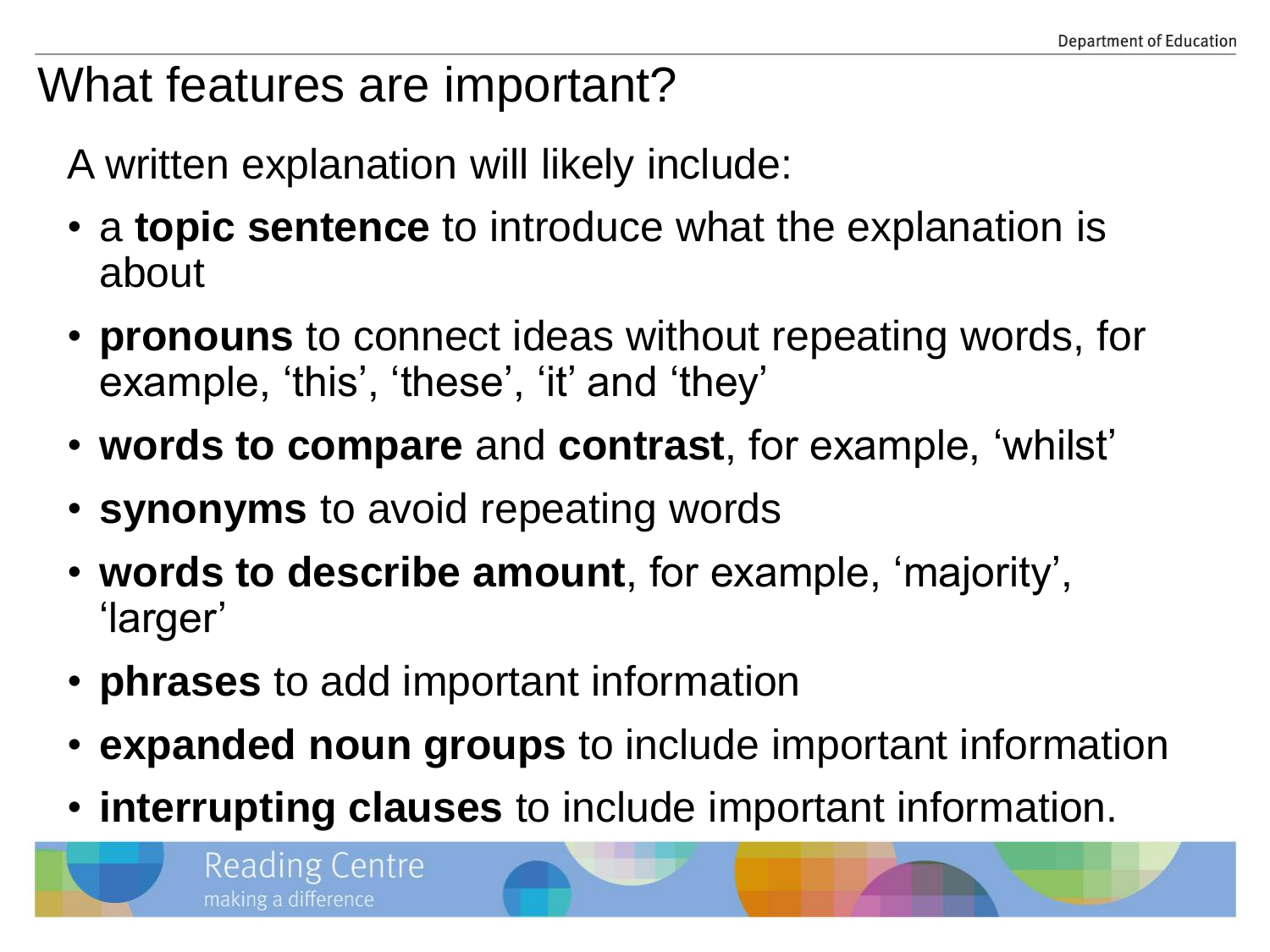# What features are important?

A written explanation will likely include:

- a **topic sentence** to introduce what the explanation is about
- **pronouns** to connect ideas without repeating words, for example, ‘this’, ‘these’, ‘it’ and ‘they’
- **words to compare** and **contrast**, for example, ‘whilst’
- **synonyms** to avoid repeating words
- **words to describe amount**, for example, ‘majority’, ‘larger’
- **phrases** to add important information
- **expanded noun groups** to include important information
- **interrupting clauses** to include important information.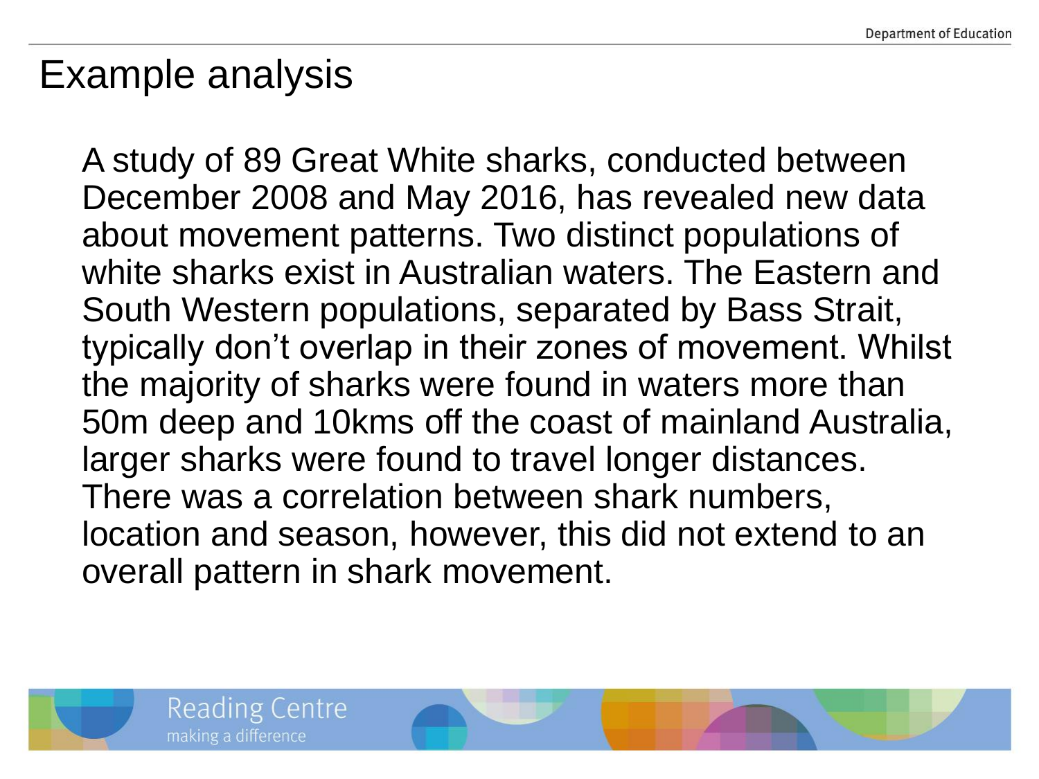# Example analysis

A study of 89 Great White sharks, conducted between December 2008 and May 2016, has revealed new data about movement patterns. Two distinct populations of white sharks exist in Australian waters. The Eastern and South Western populations, separated by Bass Strait, typically don't overlap in their zones of movement. Whilst the majority of sharks were found in waters more than 50m deep and 10kms off the coast of mainland Australia, larger sharks were found to travel longer distances. There was a correlation between shark numbers, location and season, however, this did not extend to an overall pattern in shark movement.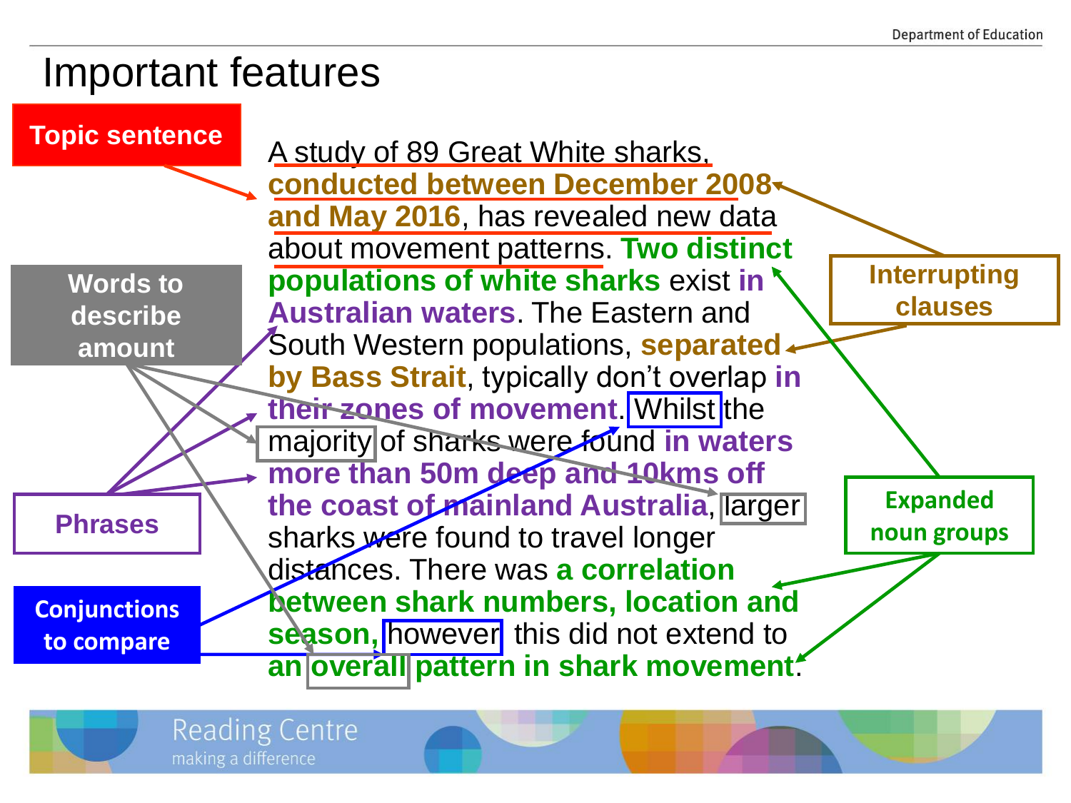# Important features

**Topic sentence**

**Words to describe amount**

**Phrases**

**Conjunctions to compare**

**Interrupting clauses**

**Expanded noun groups**

A study of 89 Great White sharks, **conducted between December 2008 and May 2016**, has revealed new data about movement patterns. **Two distinct populations of white sharks** exist **in Australian waters**. The Eastern and South Western populations, **separated by Bass Strait**, typically don't overlap **in their zones of movement**. Whilst the majority of sharks were found **in waters more than 50m deep and 10kms off the coast of mainland Australia**, larger sharks were found to travel longer distances. There was **a correlation between shark numbers, location and season,** however this did not extend to **an overall pattern in shark movement**.